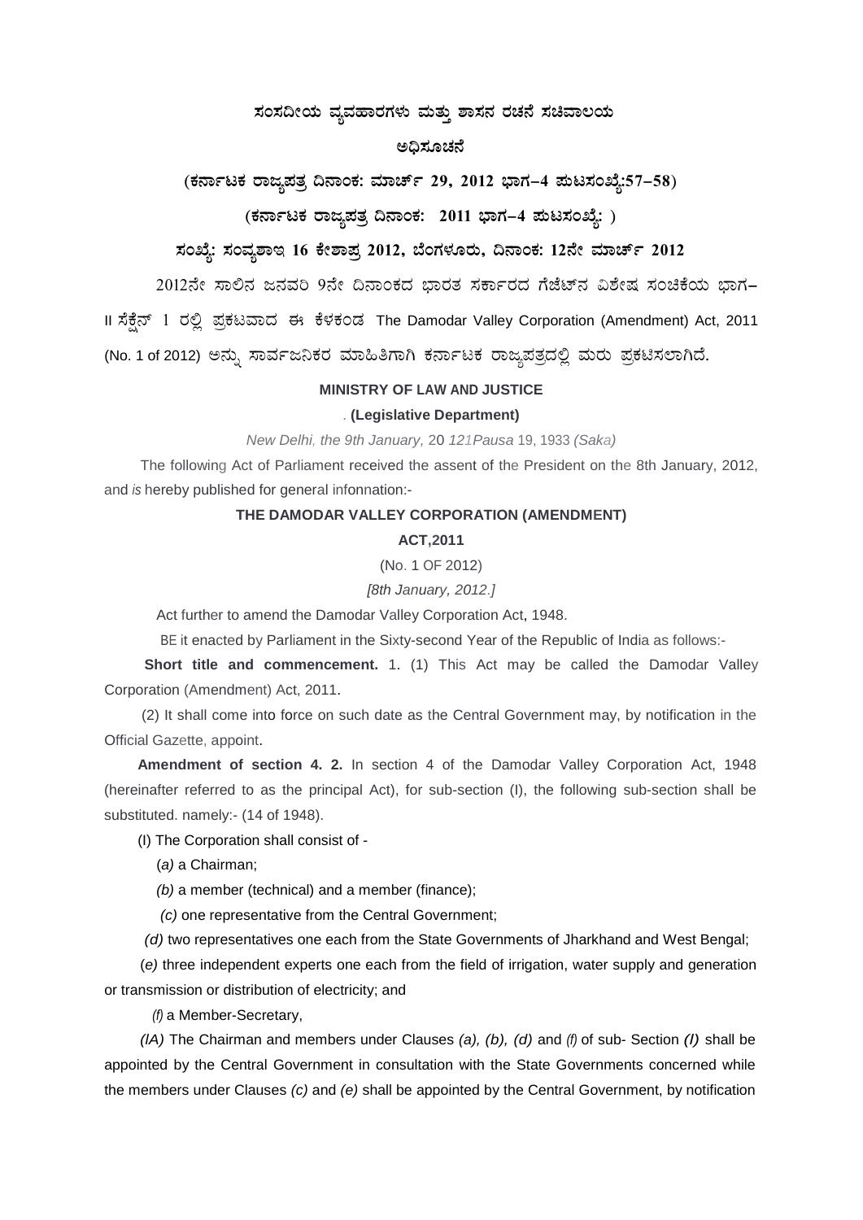# ಸಂಸದೀಯ ವ್ಯವಹಾರಗಳು ಮತ್ತು ಶಾಸನ ರಚನೆ ಸಚಿವಾಲಯ

## ಅಧಿಸೂಚನೆ

**(ಕರ್ನಾಟಕ ರಾಜ್ಯಪತ್ರ ದಿನಾಂಕ: ಮಾರ್ಚ್ 29, 2012 ಭಾಗ–4 ಪುಟಸಂಖ್ಯೆ:57–58)**

**(ಕರ್ನಾಟಕ ರಾಜ್ಯಪತ್ರ ದಿನಾಂಕ: 2011 ಭಾಗ–4 ಪುಟಸಂಖ್ಯೆ: )**

**ಸಂಖ್ಯೆ: ಸಂವ್ಯಶಾಇ 16 ಕೇಶಾಪ್ರ 2012, ಬೆಂಗಳೂರು, ದಿನಾಂಕ: 12ನೇ ಮಾರ್ಚ್ 2012**

2012ನೇ ಸಾಲಿನ ಜನವರಿ 9ನೇ ದಿನಾಂಕದ ಭಾರತ ಸರ್ಕಾರದ ಗೆಜೆಟ್‌ನ ವಿಶೇಷ ಸಂಚಿಕೆಯ ಭಾಗ– II ಸೆಕ್ಷೆನ್ 1 ರಲ್ಲಿ ಪ್ರಕಟವಾದ ಈ ಕೆಳಕಂಡ The Damodar Valley Corporation (Amendment) Act, 2011 (No. 1 of 2012) ಅನ್ನು ಸಾರ್ವಜನಿಕರ ಮಾಹಿತಿಗಾಗಿ ಕರ್ನಾಟಕ ರಾಜ್ಯಪತ್ರದಲ್ಲಿ ಮರು ಪ್ರಕಟಿಸಲಾಗಿದೆ.

**MINISTRY OF LAW AND JUSTICE**

**(Legislative Department)**

*New Delhi, the 9th January,* 20 *121Pausa* 19, 1933 *(Saka)*

The following Act of Parliament received the assent of the President on the 8th January, 2012, and *is* hereby published for general infonnation:-

**THE DAMODAR VALLEY CORPORATION (AMENDMENT) ACT,2011**

(No. 1 OF 2012)

*[8th January, 2012.]*

Act further to amend the Damodar Valley Corporation Act, 1948.

BE it enacted by Parliament in the Sixty-second Year of the Republic of India as follows:-

**Short title and commencement.** 1. (1) This Act may be called the Damodar Valley Corporation (Amendment) Act, 2011.

(2) It shall come into force on such date as the Central Government may, by notification in the Official Gazette, appoint.

**Amendment of section 4. 2.** In section 4 of the Damodar Valley Corporation Act, 1948 (hereinafter referred to as the principal Act), for sub-section (I), the following sub-section shall be substituted. namely:- (14 of 1948).

(I) The Corporation shall consist of -

(*a)* a Chairman;

*(b)* a member (technical) and a member (finance);

*(c)* one representative from the Central Government;

*(d)* two representatives one each from the State Governments of Jharkhand and West Bengal;

*(e)* three independent experts one each from the field of irrigation, water supply and generation or transmission or distribution of electricity; and

*(f)* a Member-Secretary,

*(IA)* The Chairman and members under Clauses *(a), (b), (d)* and *(f)* of sub- Section ***(I)*** shall be appointed by the Central Government in consultation with the State Governments concerned while the members under Clauses *(c)* and *(e)* shall be appointed by the Central Government, by notification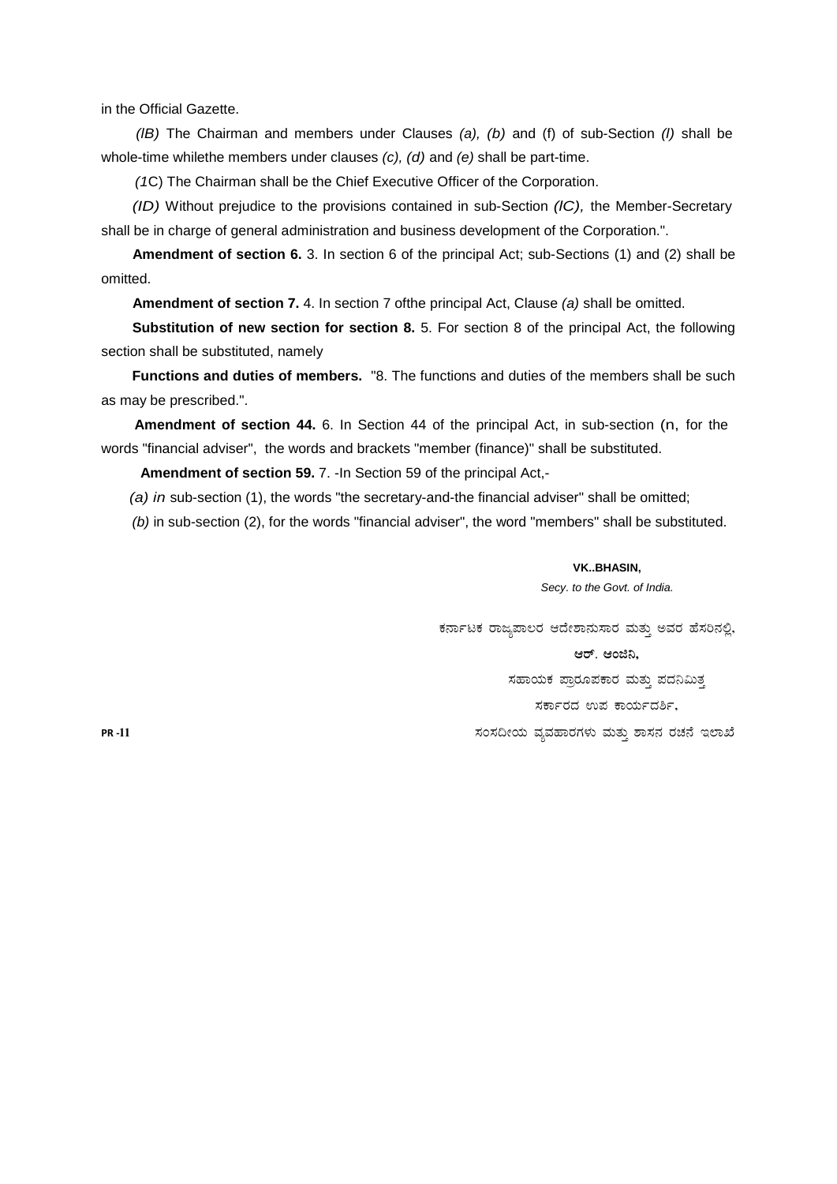in the Official Gazette.

*(lB)* The Chairman and members under Clauses *(a), (b)* and (f) of sub-Section *(l)* shall be whole-time whilethe members under clauses *(c), (d)* and *(e)* shall be part-time.

*(1*C) The Chairman shall be the Chief Executive Officer of the Corporation.

*(lD)* Without prejudice to the provisions contained in sub-Section *(lC),* the Member-Secretary shall be in charge of general administration and business development of the Corporation.".

**Amendment of section 6.** 3. In section 6 of the principal Act; sub-Sections (1) and (2) shall be omitted.

**Amendment of section 7.** 4. In section 7 ofthe principal Act, Clause *(a)* shall be omitted.

**Substitution of new section for section 8.** 5. For section 8 of the principal Act, the following section shall be substituted, namely

**Functions and duties of members.** "8. The functions and duties of the members shall be such as may be prescribed.".

**Amendment of section 44.** 6. In Section 44 of the principal Act, in sub-section (n, for the words "financial adviser", the words and brackets "member (finance)" shall be substituted.

**Amendment of section 59.** 7. -In Section 59 of the principal Act,-

*(a) in* sub-section (1), the words "the secretary-and-the financial adviser" shall be omitted;

*(b)* in sub-section (2), for the words "financial adviser", the word "members" shall be substituted.

**VK..BHASIN,**
*Secy. to the Govt. of India.*

ಕರ್ನಾಟಕ ರಾಜ್ಯಪಾಲರ ಆದೇಶಾನುಸಾರ ಮತ್ತು ಅವರ ಹೆಸರಿನಲ್ಲಿ,

**ಆರ್. ಆಂಜಿನಿ,**

ಸಹಾಯಕ ಪ್ರಾರೂಪಕಾರ ಮತ್ತು ಪದನಿಮಿತ್ತ

ಸರ್ಕಾರದ ಉಪ ಕಾರ್ಯದರ್ಶಿ,

ಸಂಸದೀಯ ವ್ಯವಹಾರಗಳು ಮತ್ತು ಶಾಸನ ರಚನೆ ಇಲಾಖೆ

PR -11